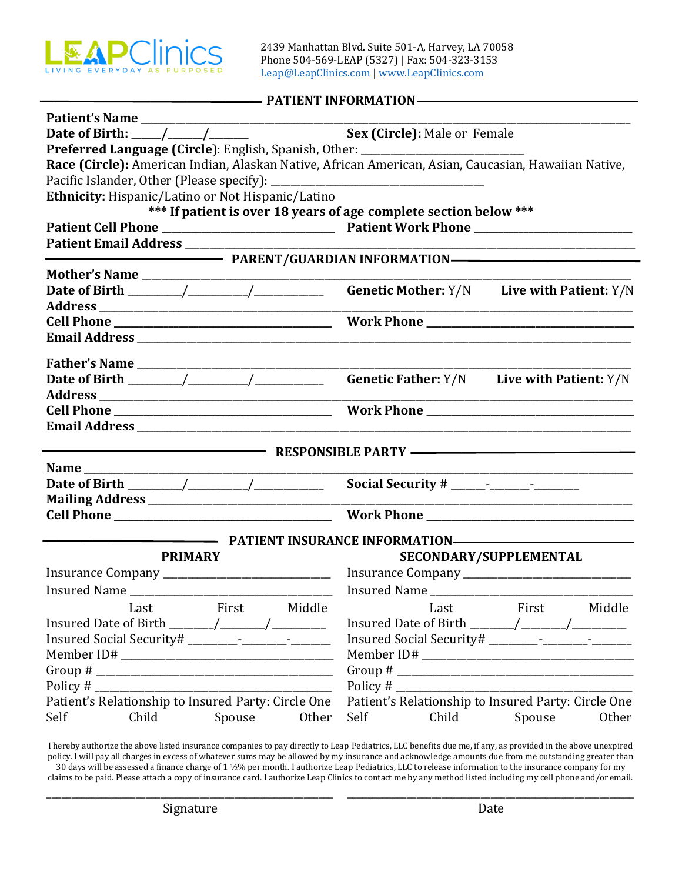LEAPClinics
LIVING EVERYDAY AS PURPOSED

2439 Manhattan Blvd. Suite 501-A, Harvey, LA 70058
Phone 504-569-LEAP (5327) | Fax: 504-323-3153
Leap@LeapClinics.com | www.LeapClinics.com

## PATIENT INFORMATION

**Patient's Name** ____________________________________________

**Date of Birth:** _____/______/______ **Sex (Circle):** Male or Female

**Preferred Language (Circle)**: English, Spanish, Other: ____________________

**Race (Circle):** American Indian, Alaskan Native, African American, Asian, Caucasian, Hawaiian Native, Pacific Islander, Other (Please specify): ______________________________

**Ethnicity:** Hispanic/Latino or Not Hispanic/Latino

**\*\*\* If patient is over 18 years of age complete section below \*\*\***

**Patient Cell Phone** ______________________ **Patient Work Phone** ______________________

**Patient Email Address** ____________________________________________

## PARENT/GUARDIAN INFORMATION

**Mother's Name** ____________________________________________

**Date of Birth** ________/_________/___________ **Genetic Mother:** Y/N **Live with Patient:** Y/N

**Address** ____________________________________________

**Cell Phone** ______________________ **Work Phone** ______________________

**Email Address** ____________________________________________

**Father's Name** ____________________________________________

**Date of Birth** ________/_________/___________ **Genetic Father:** Y/N **Live with Patient:** Y/N

**Address** ____________________________________________

**Cell Phone** ______________________ **Work Phone** ______________________

**Email Address** ____________________________________________

## RESPONSIBLE PARTY

**Name** ____________________________________________

**Date of Birth** ________/_________/___________ **Social Security #** ______-_______-_______

**Mailing Address** ____________________________________________

**Cell Phone** ______________________ **Work Phone** ______________________

## PATIENT INSURANCE INFORMATION

| **PRIMARY** | **SECONDARY/SUPPLEMENTAL** |
|---|---|
| Insurance Company ______________________ | Insurance Company ______________________ |
| Insured Name ______________________ | Insured Name ______________________ |
| Last First Middle | Last First Middle |
| Insured Date of Birth _______/_______/________ | Insured Date of Birth _______/_______/________ |
| Insured Social Security# ________-________-______ | Insured Social Security# ________-________-______ |
| Member ID# ______________________ | Member ID# ______________________ |
| Group # ______________________ | Group # ______________________ |
| Policy # ______________________ | Policy # ______________________ |
| Patient's Relationship to Insured Party: Circle One | Patient's Relationship to Insured Party: Circle One |
| Self Child Spouse Other | Self Child Spouse Other |

I hereby authorize the above listed insurance companies to pay directly to Leap Pediatrics, LLC benefits due me, if any, as provided in the above unexpired policy. I will pay all charges in excess of whatever sums may be allowed by my insurance and acknowledge amounts due from me outstanding greater than 30 days will be assessed a finance charge of 1 ½% per month. I authorize Leap Pediatrics, LLC to release information to the insurance company for my claims to be paid. Please attach a copy of insurance card. I authorize Leap Clinics to contact me by any method listed including my cell phone and/or email.

______________________________ ______________________________

Signature Date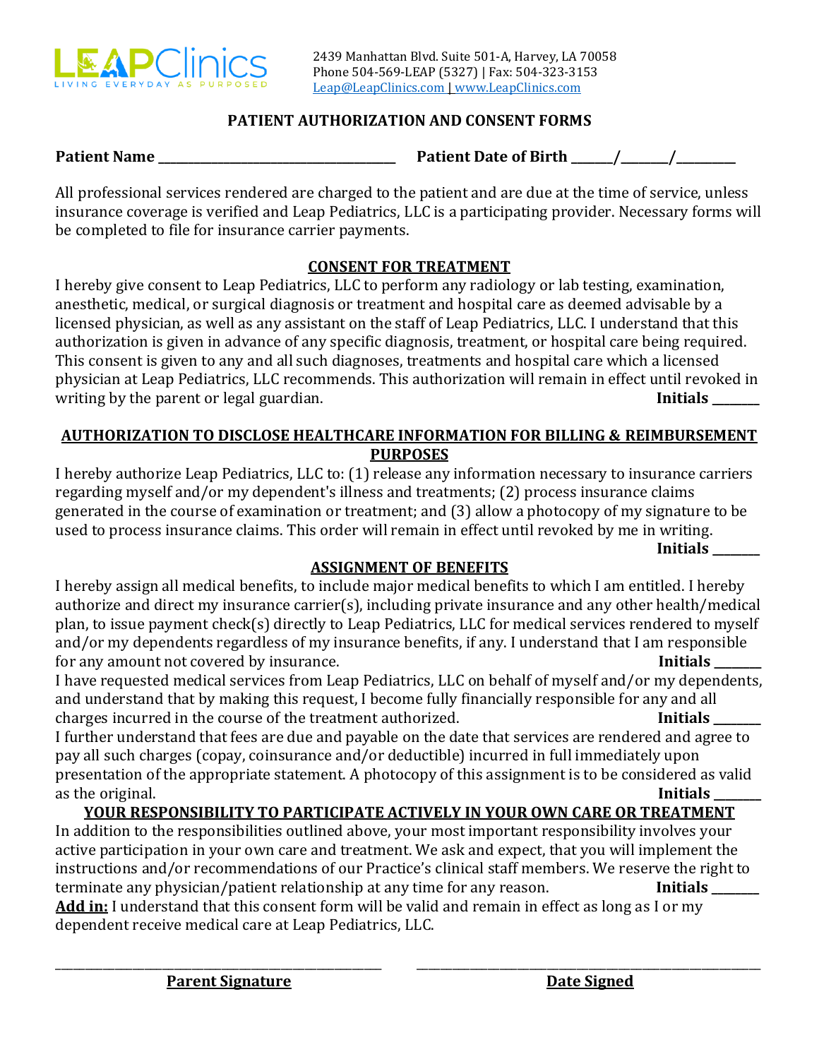LEAPClinics
LIVING EVERYDAY AS PURPOSED

2439 Manhattan Blvd. Suite 501-A, Harvey, LA 70058
Phone 504-569-LEAP (5327) | Fax: 504-323-3153
Leap@LeapClinics.com | www.LeapClinics.com

## PATIENT AUTHORIZATION AND CONSENT FORMS

**Patient Name** ________________________________ **Patient Date of Birth** ______/_______/_________

All professional services rendered are charged to the patient and are due at the time of service, unless insurance coverage is verified and Leap Pediatrics, LLC is a participating provider. Necessary forms will be completed to file for insurance carrier payments.

### CONSENT FOR TREATMENT

I hereby give consent to Leap Pediatrics, LLC to perform any radiology or lab testing, examination, anesthetic, medical, or surgical diagnosis or treatment and hospital care as deemed advisable by a licensed physician, as well as any assistant on the staff of Leap Pediatrics, LLC. I understand that this authorization is given in advance of any specific diagnosis, treatment, or hospital care being required. This consent is given to any and all such diagnoses, treatments and hospital care which a licensed physician at Leap Pediatrics, LLC recommends. This authorization will remain in effect until revoked in writing by the parent or legal guardian. **Initials _______**

### AUTHORIZATION TO DISCLOSE HEALTHCARE INFORMATION FOR BILLING & REIMBURSEMENT PURPOSES

I hereby authorize Leap Pediatrics, LLC to: (1) release any information necessary to insurance carriers regarding myself and/or my dependent's illness and treatments; (2) process insurance claims generated in the course of examination or treatment; and (3) allow a photocopy of my signature to be used to process insurance claims. This order will remain in effect until revoked by me in writing. **Initials _______**

### ASSIGNMENT OF BENEFITS

I hereby assign all medical benefits, to include major medical benefits to which I am entitled. I hereby authorize and direct my insurance carrier(s), including private insurance and any other health/medical plan, to issue payment check(s) directly to Leap Pediatrics, LLC for medical services rendered to myself and/or my dependents regardless of my insurance benefits, if any. I understand that I am responsible for any amount not covered by insurance. **Initials _______**

I have requested medical services from Leap Pediatrics, LLC on behalf of myself and/or my dependents, and understand that by making this request, I become fully financially responsible for any and all charges incurred in the course of the treatment authorized. **Initials _______**

I further understand that fees are due and payable on the date that services are rendered and agree to pay all such charges (copay, coinsurance and/or deductible) incurred in full immediately upon presentation of the appropriate statement. A photocopy of this assignment is to be considered as valid as the original. **Initials _______**

### YOUR RESPONSIBILITY TO PARTICIPATE ACTIVELY IN YOUR OWN CARE OR TREATMENT

In addition to the responsibilities outlined above, your most important responsibility involves your active participation in your own care and treatment. We ask and expect, that you will implement the instructions and/or recommendations of our Practice's clinical staff members. We reserve the right to terminate any physician/patient relationship at any time for any reason. **Initials _______**

**Add in:** I understand that this consent form will be valid and remain in effect as long as I or my dependent receive medical care at Leap Pediatrics, LLC.

_______________________________________ _______________________________________

**Parent Signature** **Date Signed**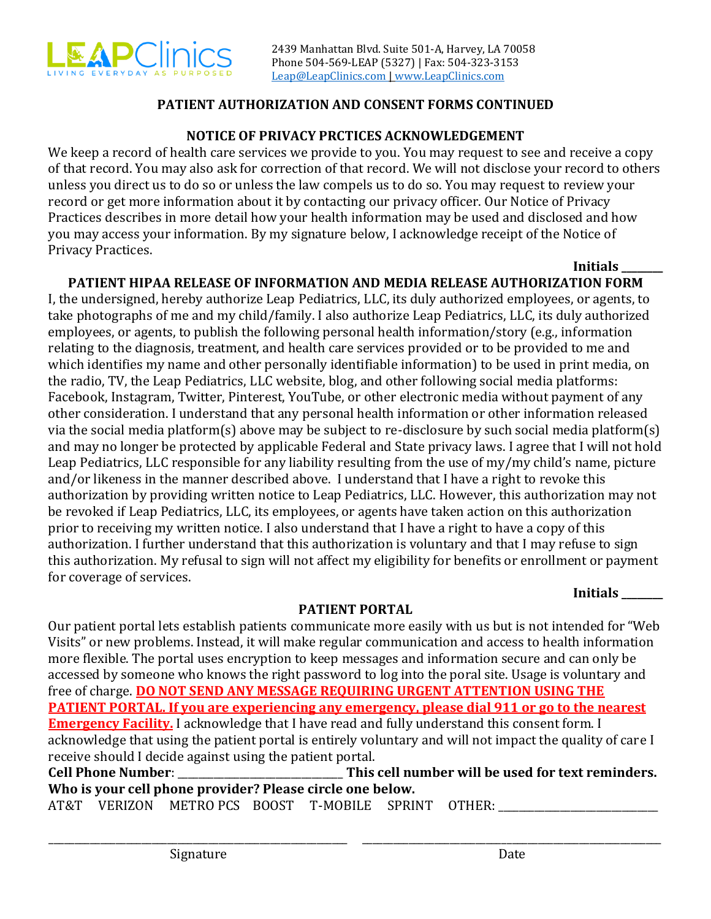LEAPClinics
LIVING EVERYDAY AS PURPOSED

2439 Manhattan Blvd. Suite 501-A, Harvey, LA 70058
Phone 504-569-LEAP (5327) | Fax: 504-323-3153
Leap@LeapClinics.com | www.LeapClinics.com

## PATIENT AUTHORIZATION AND CONSENT FORMS CONTINUED

### NOTICE OF PRIVACY PRCTICES ACKNOWLEDGEMENT

We keep a record of health care services we provide to you. You may request to see and receive a copy of that record. You may also ask for correction of that record. We will not disclose your record to others unless you direct us to do so or unless the law compels us to do so. You may request to review your record or get more information about it by contacting our privacy officer. Our Notice of Privacy Practices describes in more detail how your health information may be used and disclosed and how you may access your information. By my signature below, I acknowledge receipt of the Notice of Privacy Practices.

**Initials \_\_\_\_\_\_\_**

### PATIENT HIPAA RELEASE OF INFORMATION AND MEDIA RELEASE AUTHORIZATION FORM

I, the undersigned, hereby authorize Leap Pediatrics, LLC, its duly authorized employees, or agents, to take photographs of me and my child/family. I also authorize Leap Pediatrics, LLC, its duly authorized employees, or agents, to publish the following personal health information/story (e.g., information relating to the diagnosis, treatment, and health care services provided or to be provided to me and which identifies my name and other personally identifiable information) to be used in print media, on the radio, TV, the Leap Pediatrics, LLC website, blog, and other following social media platforms: Facebook, Instagram, Twitter, Pinterest, YouTube, or other electronic media without payment of any other consideration. I understand that any personal health information or other information released via the social media platform(s) above may be subject to re-disclosure by such social media platform(s) and may no longer be protected by applicable Federal and State privacy laws. I agree that I will not hold Leap Pediatrics, LLC responsible for any liability resulting from the use of my/my child's name, picture and/or likeness in the manner described above. I understand that I have a right to revoke this authorization by providing written notice to Leap Pediatrics, LLC. However, this authorization may not be revoked if Leap Pediatrics, LLC, its employees, or agents have taken action on this authorization prior to receiving my written notice. I also understand that I have a right to have a copy of this authorization. I further understand that this authorization is voluntary and that I may refuse to sign this authorization. My refusal to sign will not affect my eligibility for benefits or enrollment or payment for coverage of services.

**Initials \_\_\_\_\_\_\_**

### PATIENT PORTAL

Our patient portal lets establish patients communicate more easily with us but is not intended for "Web Visits" or new problems. Instead, it will make regular communication and access to health information more flexible. The portal uses encryption to keep messages and information secure and can only be accessed by someone who knows the right password to log into the poral site. Usage is voluntary and free of charge. **DO NOT SEND ANY MESSAGE REQUIRING URGENT ATTENTION USING THE PATIENT PORTAL. If you are experiencing any emergency, please dial 911 or go to the nearest Emergency Facility.** I acknowledge that I have read and fully understand this consent form. I acknowledge that using the patient portal is entirely voluntary and will not impact the quality of care I receive should I decide against using the patient portal.

**Cell Phone Number**: \_\_\_\_\_\_\_\_\_\_\_\_\_\_\_\_\_\_\_\_\_\_\_\_\_\_\_\_\_\_ **This cell number will be used for text reminders. Who is your cell phone provider? Please circle one below.**

AT&T VERIZON METRO PCS BOOST T-MOBILE SPRINT OTHER: \_\_\_\_\_\_\_\_\_\_\_\_\_\_\_\_\_\_\_\_\_\_\_\_\_\_\_\_\_\_

\_\_\_\_\_\_\_\_\_\_\_\_\_\_\_\_\_\_\_\_\_\_\_\_\_\_\_\_\_\_\_\_\_\_\_\_\_\_\_\_ \_\_\_\_\_\_\_\_\_\_\_\_\_\_\_\_\_\_\_\_\_\_\_\_\_\_\_\_\_\_\_\_\_\_\_\_\_\_\_\_
Signature Date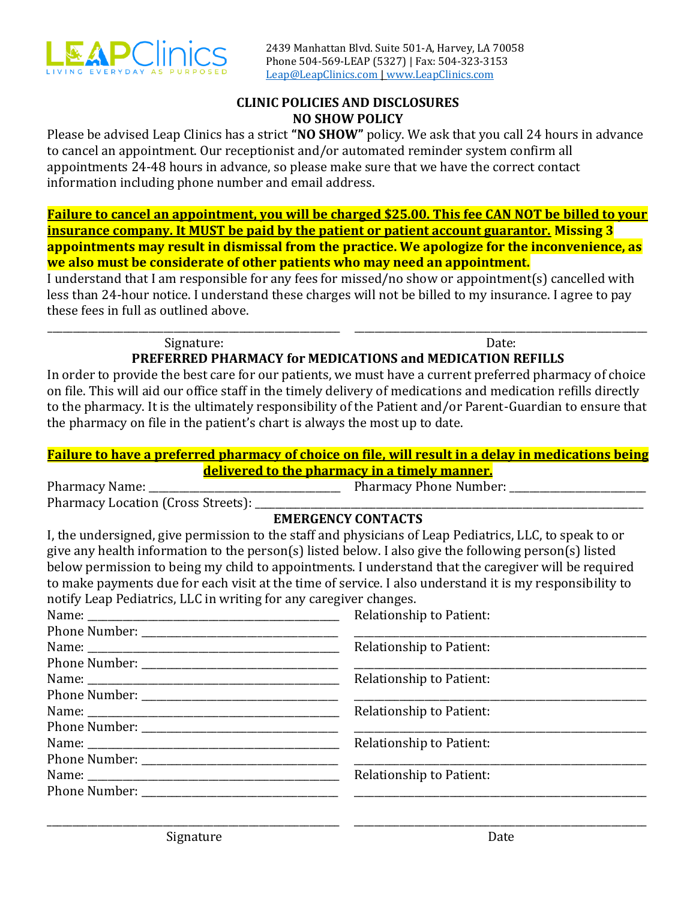LEAPClinics
LIVING EVERYDAY AS PURPOSED

2439 Manhattan Blvd. Suite 501-A, Harvey, LA 70058
Phone 504-569-LEAP (5327) | Fax: 504-323-3153
Leap@LeapClinics.com | www.LeapClinics.com

## CLINIC POLICIES AND DISCLOSURES

## NO SHOW POLICY

Please be advised Leap Clinics has a strict **"NO SHOW"** policy. We ask that you call 24 hours in advance to cancel an appointment. Our receptionist and/or automated reminder system confirm all appointments 24-48 hours in advance, so please make sure that we have the correct contact information including phone number and email address.

**Failure to cancel an appointment, you will be charged $25.00. This fee CAN NOT be billed to your insurance company. It MUST be paid by the patient or patient account guarantor. Missing 3 appointments may result in dismissal from the practice. We apologize for the inconvenience, as we also must be considerate of other patients who may need an appointment.**

I understand that I am responsible for any fees for missed/no show or appointment(s) cancelled with less than 24-hour notice. I understand these charges will not be billed to my insurance. I agree to pay these fees in full as outlined above.

_______________________________________ _______________________________________
Signature: Date:

## PREFERRED PHARMACY for MEDICATIONS and MEDICATION REFILLS

In order to provide the best care for our patients, we must have a current preferred pharmacy of choice on file. This will aid our office staff in the timely delivery of medications and medication refills directly to the pharmacy. It is the ultimately responsibility of the Patient and/or Parent-Guardian to ensure that the pharmacy on file in the patient's chart is always the most up to date.

**Failure to have a preferred pharmacy of choice on file, will result in a delay in medications being delivered to the pharmacy in a timely manner.**

Pharmacy Name: ___________________________ Pharmacy Phone Number: ____________________

Pharmacy Location (Cross Streets): _______________________________________________

## EMERGENCY CONTACTS

I, the undersigned, give permission to the staff and physicians of Leap Pediatrics, LLC, to speak to or give any health information to the person(s) listed below. I also give the following person(s) listed below permission to being my child to appointments. I understand that the caregiver will be required to make payments due for each visit at the time of service. I also understand it is my responsibility to notify Leap Pediatrics, LLC in writing for any caregiver changes.

Name: ___________________________ Relationship to Patient:
Phone Number: ____________________ ___________________________

Name: ___________________________ Relationship to Patient:
Phone Number: ____________________ ___________________________

Name: ___________________________ Relationship to Patient:
Phone Number: ____________________ ___________________________

Name: ___________________________ Relationship to Patient:
Phone Number: ____________________ ___________________________

Name: ___________________________ Relationship to Patient:
Phone Number: ____________________ ___________________________

Name: ___________________________ Relationship to Patient:
Phone Number: ____________________ ___________________________

_______________________________________ _______________________________________
Signature Date